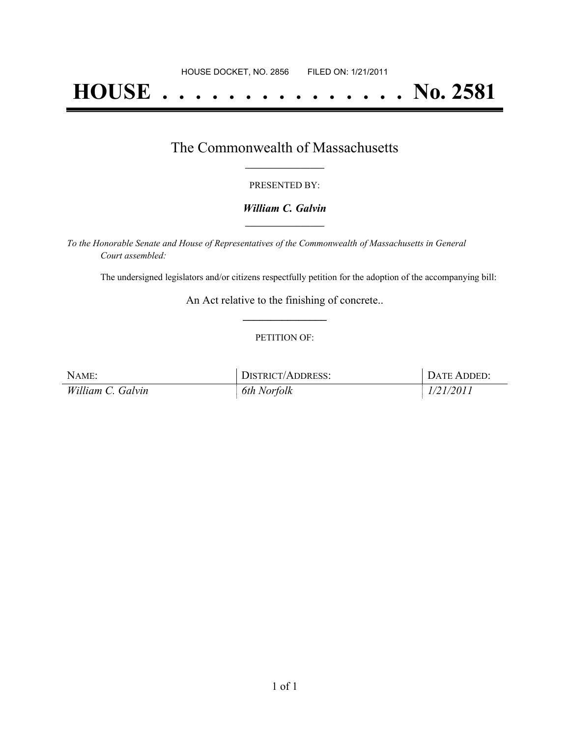HOUSE DOCKET, NO. 2856        FILED ON: 1/21/2011

# HOUSE . . . . . . . . . . . . . . . No. 2581

## The Commonwealth of Massachusetts

PRESENTED BY:

***William C. Galvin***

*To the Honorable Senate and House of Representatives of the Commonwealth of Massachusetts in General Court assembled:*

The undersigned legislators and/or citizens respectfully petition for the adoption of the accompanying bill:

An Act relative to the finishing of concrete..

PETITION OF:

| NAME: | DISTRICT/ADDRESS: | DATE ADDED: |
| --- | --- | --- |
| *William C. Galvin* | *6th Norfolk* | *1/21/2011* |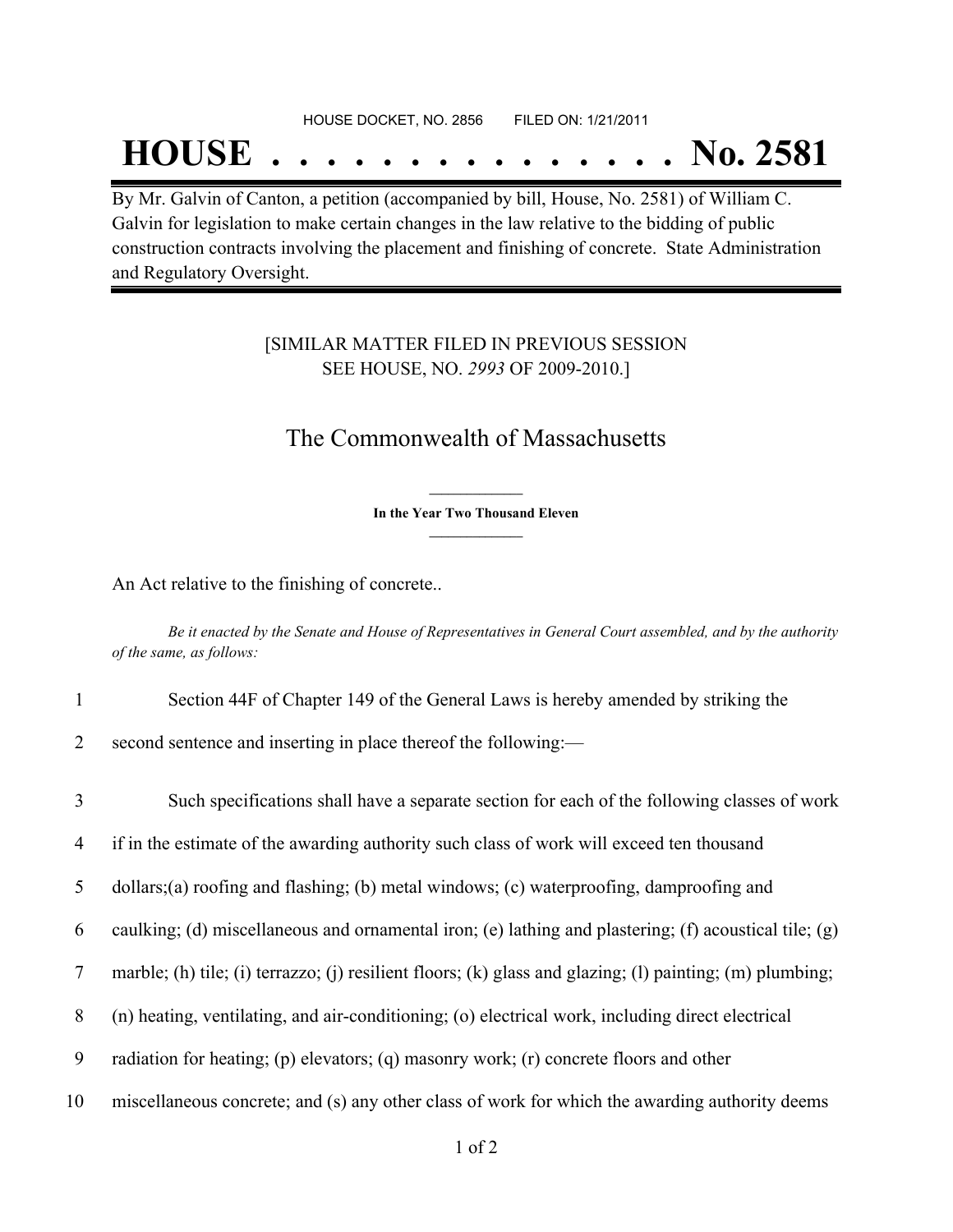HOUSE DOCKET, NO. 2856 FILED ON: 1/21/2011

# HOUSE . . . . . . . . . . . . . . . No. 2581

By Mr. Galvin of Canton, a petition (accompanied by bill, House, No. 2581) of William C. Galvin for legislation to make certain changes in the law relative to the bidding of public construction contracts involving the placement and finishing of concrete. State Administration and Regulatory Oversight.

[SIMILAR MATTER FILED IN PREVIOUS SESSION
SEE HOUSE, NO. *2993* OF 2009-2010.]

## The Commonwealth of Massachusetts

**In the Year Two Thousand Eleven**

An Act relative to the finishing of concrete..

*Be it enacted by the Senate and House of Representatives in General Court assembled, and by the authority of the same, as follows:*

1 Section 44F of Chapter 149 of the General Laws is hereby amended by striking the
2 second sentence and inserting in place thereof the following:—

3 Such specifications shall have a separate section for each of the following classes of work
4 if in the estimate of the awarding authority such class of work will exceed ten thousand
5 dollars;(a) roofing and flashing; (b) metal windows; (c) waterproofing, dampproofing and
6 caulking; (d) miscellaneous and ornamental iron; (e) lathing and plastering; (f) acoustical tile; (g)
7 marble; (h) tile; (i) terrazzo; (j) resilient floors; (k) glass and glazing; (l) painting; (m) plumbing;
8 (n) heating, ventilating, and air-conditioning; (o) electrical work, including direct electrical
9 radiation for heating; (p) elevators; (q) masonry work; (r) concrete floors and other
10 miscellaneous concrete; and (s) any other class of work for which the awarding authority deems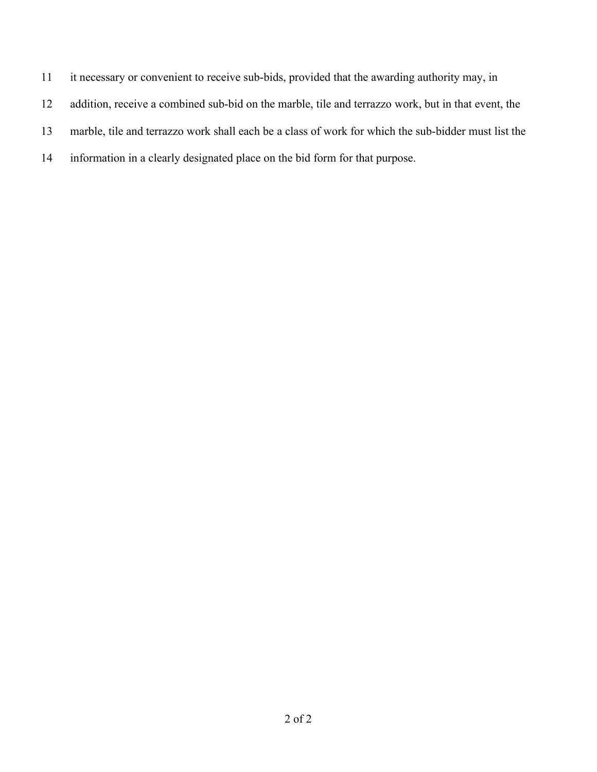11 it necessary or convenient to receive sub-bids, provided that the awarding authority may, in

12 addition, receive a combined sub-bid on the marble, tile and terrazzo work, but in that event, the

13 marble, tile and terrazzo work shall each be a class of work for which the sub-bidder must list the

14 information in a clearly designated place on the bid form for that purpose.